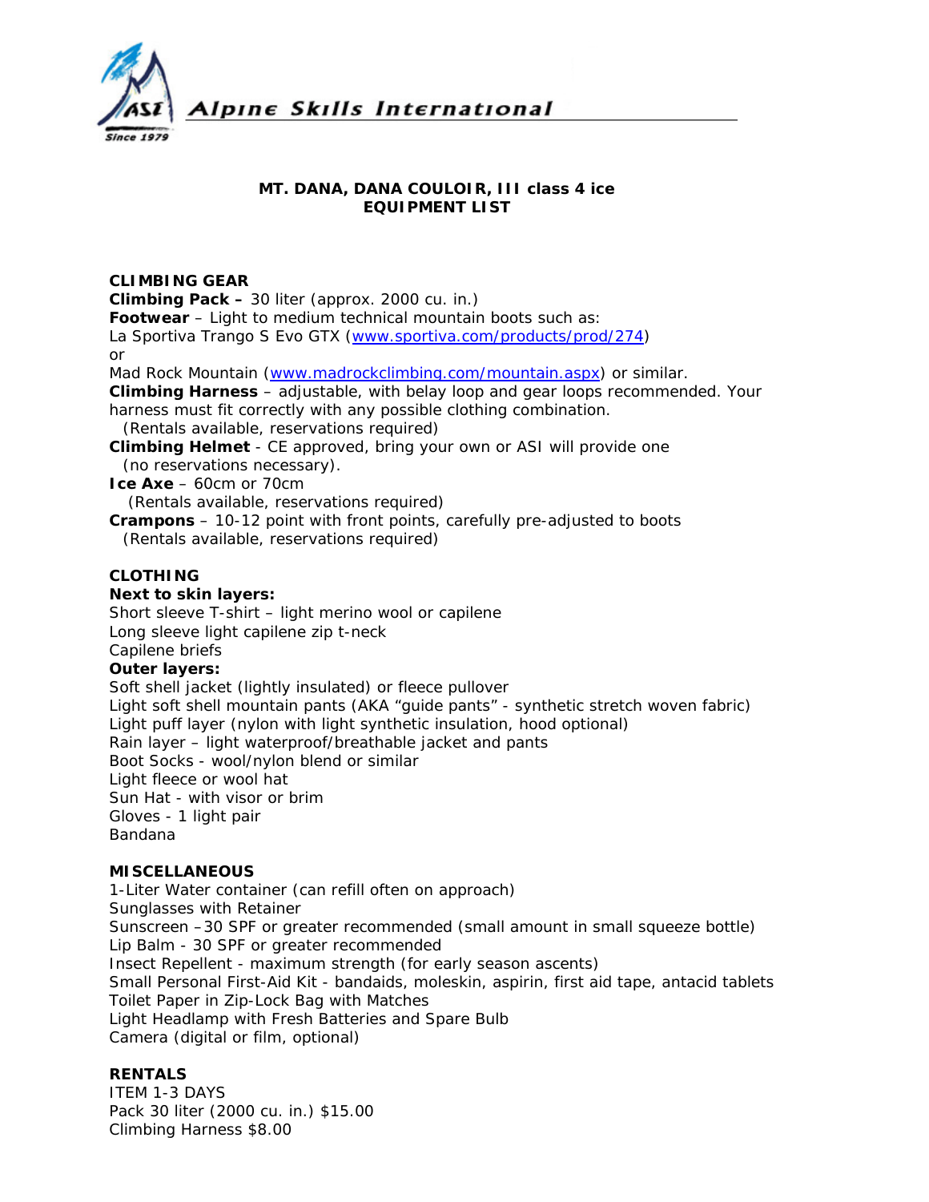Alpine Skills International

Since 1979

# MT. DANA, DANA COULOIR, III class 4 ice
## EQUIPMENT LIST

### CLIMBING GEAR

**Climbing Pack –** 30 liter (approx. 2000 cu. in.)
**Footwear** – Light to medium technical mountain boots such as:
La Sportiva Trango S Evo GTX (www.sportiva.com/products/prod/274)
or
Mad Rock Mountain (www.madrockclimbing.com/mountain.aspx) or similar.
**Climbing Harness** – adjustable, with belay loop and gear loops recommended. Your harness must fit correctly with any possible clothing combination.
(Rentals available, reservations required)
**Climbing Helmet** - CE approved, bring your own or ASI will provide one
(no reservations necessary).
**Ice Axe** – 60cm or 70cm
(Rentals available, reservations required)
**Crampons** – 10-12 point with front points, carefully pre-adjusted to boots
(Rentals available, reservations required)

### CLOTHING

**Next to skin layers:**
Short sleeve T-shirt – light merino wool or capilene
Long sleeve light capilene zip t-neck
Capilene briefs
**Outer layers:**
Soft shell jacket (lightly insulated) or fleece pullover
Light soft shell mountain pants (AKA "guide pants" - synthetic stretch woven fabric)
Light puff layer (nylon with light synthetic insulation, hood optional)
Rain layer – light waterproof/breathable jacket and pants
Boot Socks - wool/nylon blend or similar
Light fleece or wool hat
Sun Hat - with visor or brim
Gloves - 1 light pair
Bandana

### MISCELLANEOUS

1-Liter Water container (can refill often on approach)
Sunglasses with Retainer
Sunscreen –30 SPF or greater recommended (small amount in small squeeze bottle)
Lip Balm - 30 SPF or greater recommended
Insect Repellent - maximum strength (for early season ascents)
Small Personal First-Aid Kit - bandaids, moleskin, aspirin, first aid tape, antacid tablets
Toilet Paper in Zip-Lock Bag with Matches
Light Headlamp with Fresh Batteries and Spare Bulb
Camera (digital or film, optional)

### RENTALS

| ITEM | 1-3 DAYS |
|---|---|
| Pack 30 liter (2000 cu. in.) | $15.00 |
| Climbing Harness | $8.00 |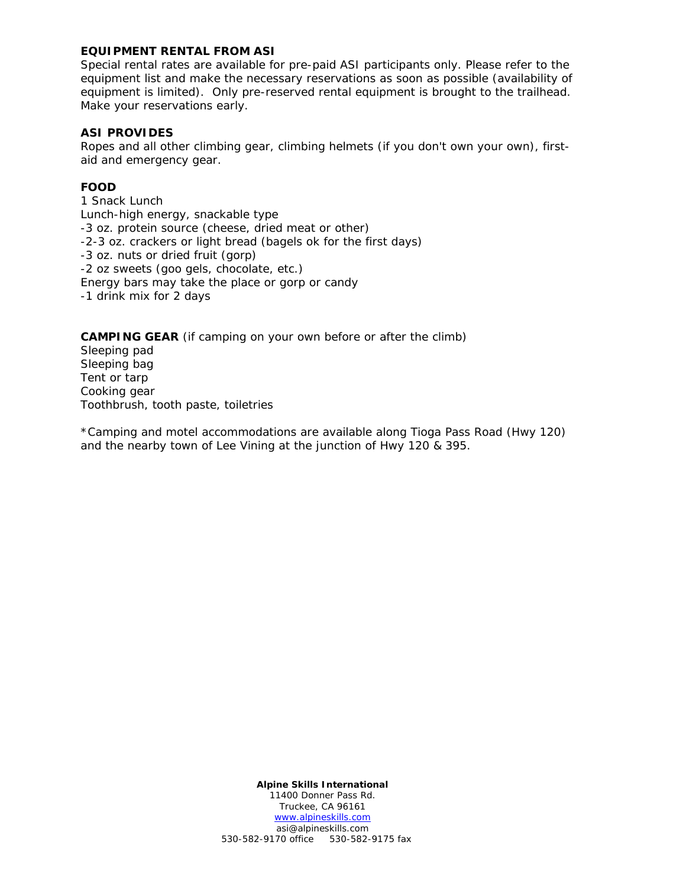**EQUIPMENT RENTAL FROM ASI**
Special rental rates are available for pre-paid ASI participants only. Please refer to the equipment list and make the necessary reservations as soon as possible (availability of equipment is limited). Only pre-reserved rental equipment is brought to the trailhead. Make your reservations early.

**ASI PROVIDES**
Ropes and all other climbing gear, climbing helmets (if you don't own your own), first-aid and emergency gear.

**FOOD**
1 Snack Lunch
Lunch-high energy, snackable type
-3 oz. protein source (cheese, dried meat or other)
-2-3 oz. crackers or light bread (bagels ok for the first days)
-3 oz. nuts or dried fruit (gorp)
-2 oz sweets (goo gels, chocolate, etc.)
Energy bars may take the place or gorp or candy
-1 drink mix for 2 days

**CAMPING GEAR** (if camping on your own before or after the climb)
Sleeping pad
Sleeping bag
Tent or tarp
Cooking gear
Toothbrush, tooth paste, toiletries

*Camping and motel accommodations are available along Tioga Pass Road (Hwy 120) and the nearby town of Lee Vining at the junction of Hwy 120 & 395.

**Alpine Skills International**
11400 Donner Pass Rd.
Truckee, CA 96161
www.alpineskills.com
asi@alpineskills.com
530-582-9170 office 530-582-9175 fax